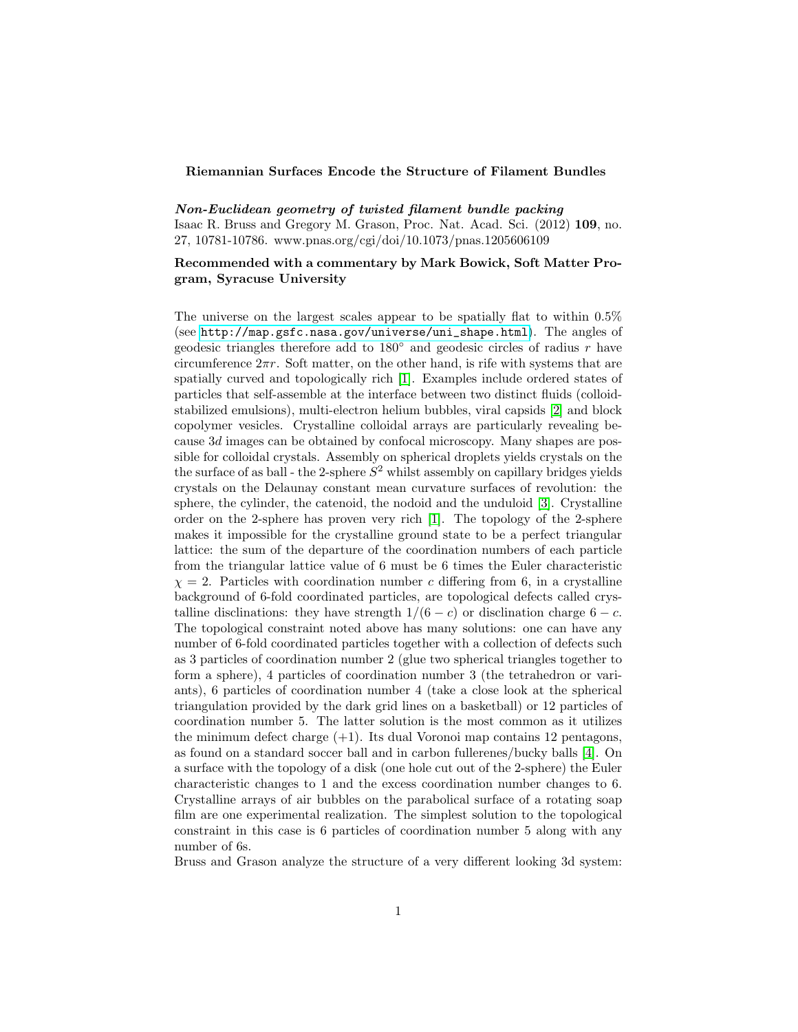**Riemannian Surfaces Encode the Structure of Filament Bundles**

***Non-Euclidean geometry of twisted filament bundle packing***
Isaac R. Bruss and Gregory M. Grason, Proc. Nat. Acad. Sci. (2012) **109**, no. 27, 10781-10786. www.pnas.org/cgi/doi/10.1073/pnas.1205606109

**Recommended with a commentary by Mark Bowick, Soft Matter Program, Syracuse University**

The universe on the largest scales appear to be spatially flat to within 0.5% (see http://map.gsfc.nasa.gov/universe/uni_shape.html). The angles of geodesic triangles therefore add to 180° and geodesic circles of radius $r$ have circumference $2\pi r$. Soft matter, on the other hand, is rife with systems that are spatially curved and topologically rich [1]. Examples include ordered states of particles that self-assemble at the interface between two distinct fluids (colloid-stabilized emulsions), multi-electron helium bubbles, viral capsids [2] and block copolymer vesicles. Crystalline colloidal arrays are particularly revealing because $3d$ images can be obtained by confocal microscopy. Many shapes are possible for colloidal crystals. Assembly on spherical droplets yields crystals on the the surface of as ball - the 2-sphere $S^2$ whilst assembly on capillary bridges yields crystals on the Delaunay constant mean curvature surfaces of revolution: the sphere, the cylinder, the catenoid, the nodoid and the unduloid [3]. Crystalline order on the 2-sphere has proven very rich [1]. The topology of the 2-sphere makes it impossible for the crystalline ground state to be a perfect triangular lattice: the sum of the departure of the coordination numbers of each particle from the triangular lattice value of 6 must be 6 times the Euler characteristic $\chi = 2$. Particles with coordination number $c$ differing from 6, in a crystalline background of 6-fold coordinated particles, are topological defects called crystalline disclinations: they have strength $1/(6-c)$ or disclination charge $6-c$. The topological constraint noted above has many solutions: one can have any number of 6-fold coordinated particles together with a collection of defects such as 3 particles of coordination number 2 (glue two spherical triangles together to form a sphere), 4 particles of coordination number 3 (the tetrahedron or variants), 6 particles of coordination number 4 (take a close look at the spherical triangulation provided by the dark grid lines on a basketball) or 12 particles of coordination number 5. The latter solution is the most common as it utilizes the minimum defect charge $(+1)$. Its dual Voronoi map contains 12 pentagons, as found on a standard soccer ball and in carbon fullerenes/bucky balls [4]. On a surface with the topology of a disk (one hole cut out of the 2-sphere) the Euler characteristic changes to 1 and the excess coordination number changes to 6. Crystalline arrays of air bubbles on the parabolical surface of a rotating soap film are one experimental realization. The simplest solution to the topological constraint in this case is 6 particles of coordination number 5 along with any number of 6s.

Bruss and Grason analyze the structure of a very different looking 3d system: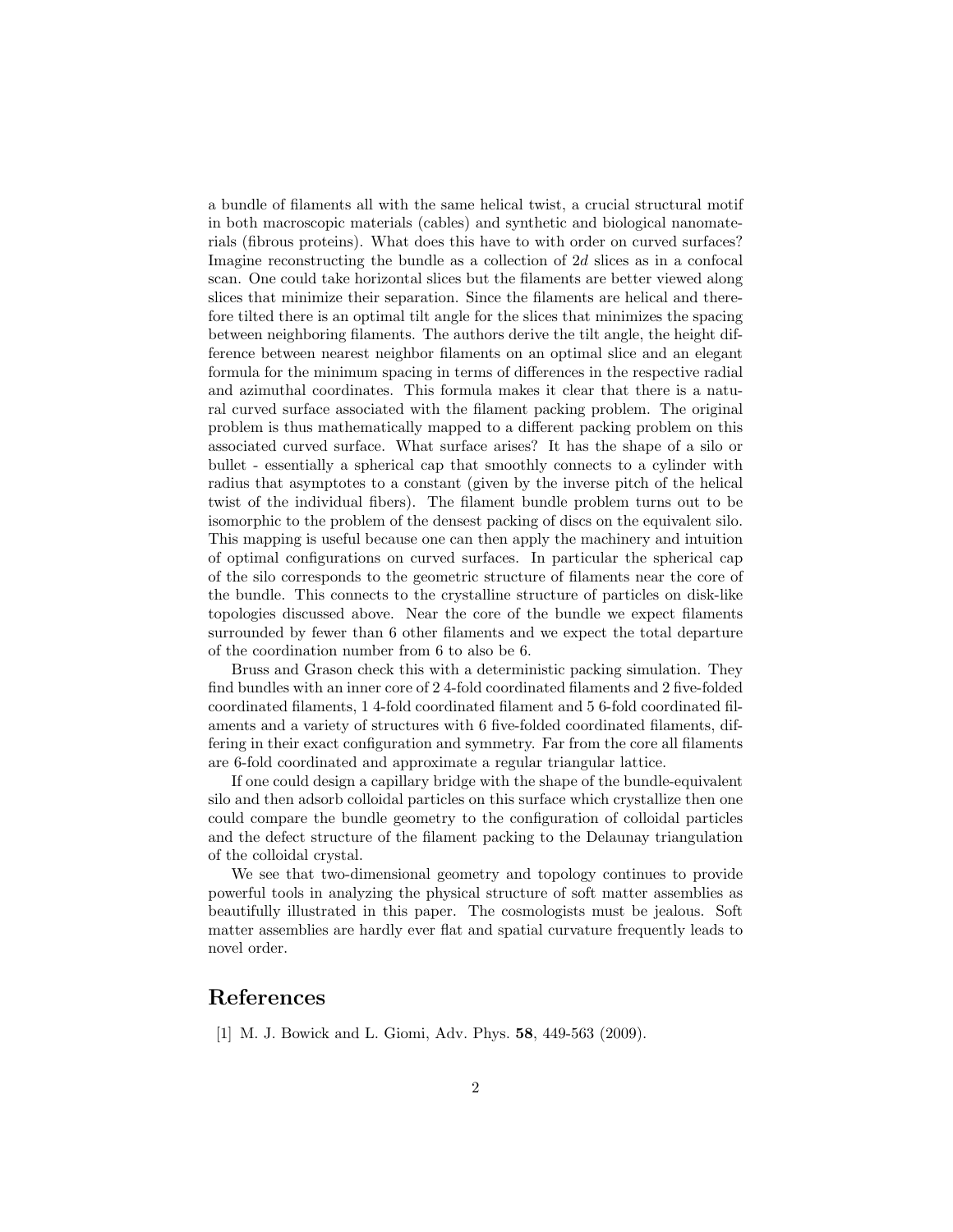a bundle of filaments all with the same helical twist, a crucial structural motif in both macroscopic materials (cables) and synthetic and biological nanomaterials (fibrous proteins). What does this have to with order on curved surfaces? Imagine reconstructing the bundle as a collection of $2d$ slices as in a confocal scan. One could take horizontal slices but the filaments are better viewed along slices that minimize their separation. Since the filaments are helical and therefore tilted there is an optimal tilt angle for the slices that minimizes the spacing between neighboring filaments. The authors derive the tilt angle, the height difference between nearest neighbor filaments on an optimal slice and an elegant formula for the minimum spacing in terms of differences in the respective radial and azimuthal coordinates. This formula makes it clear that there is a natural curved surface associated with the filament packing problem. The original problem is thus mathematically mapped to a different packing problem on this associated curved surface. What surface arises? It has the shape of a silo or bullet - essentially a spherical cap that smoothly connects to a cylinder with radius that asymptotes to a constant (given by the inverse pitch of the helical twist of the individual fibers). The filament bundle problem turns out to be isomorphic to the problem of the densest packing of discs on the equivalent silo. This mapping is useful because one can then apply the machinery and intuition of optimal configurations on curved surfaces. In particular the spherical cap of the silo corresponds to the geometric structure of filaments near the core of the bundle. This connects to the crystalline structure of particles on disk-like topologies discussed above. Near the core of the bundle we expect filaments surrounded by fewer than 6 other filaments and we expect the total departure of the coordination number from 6 to also be 6.

Bruss and Grason check this with a deterministic packing simulation. They find bundles with an inner core of 2 4-fold coordinated filaments and 2 five-folded coordinated filaments, 1 4-fold coordinated filament and 5 6-fold coordinated filaments and a variety of structures with 6 five-folded coordinated filaments, differing in their exact configuration and symmetry. Far from the core all filaments are 6-fold coordinated and approximate a regular triangular lattice.

If one could design a capillary bridge with the shape of the bundle-equivalent silo and then adsorb colloidal particles on this surface which crystallize then one could compare the bundle geometry to the configuration of colloidal particles and the defect structure of the filament packing to the Delaunay triangulation of the colloidal crystal.

We see that two-dimensional geometry and topology continues to provide powerful tools in analyzing the physical structure of soft matter assemblies as beautifully illustrated in this paper. The cosmologists must be jealous. Soft matter assemblies are hardly ever flat and spatial curvature frequently leads to novel order.

## References

[1] M. J. Bowick and L. Giomi, Adv. Phys. **58**, 449-563 (2009).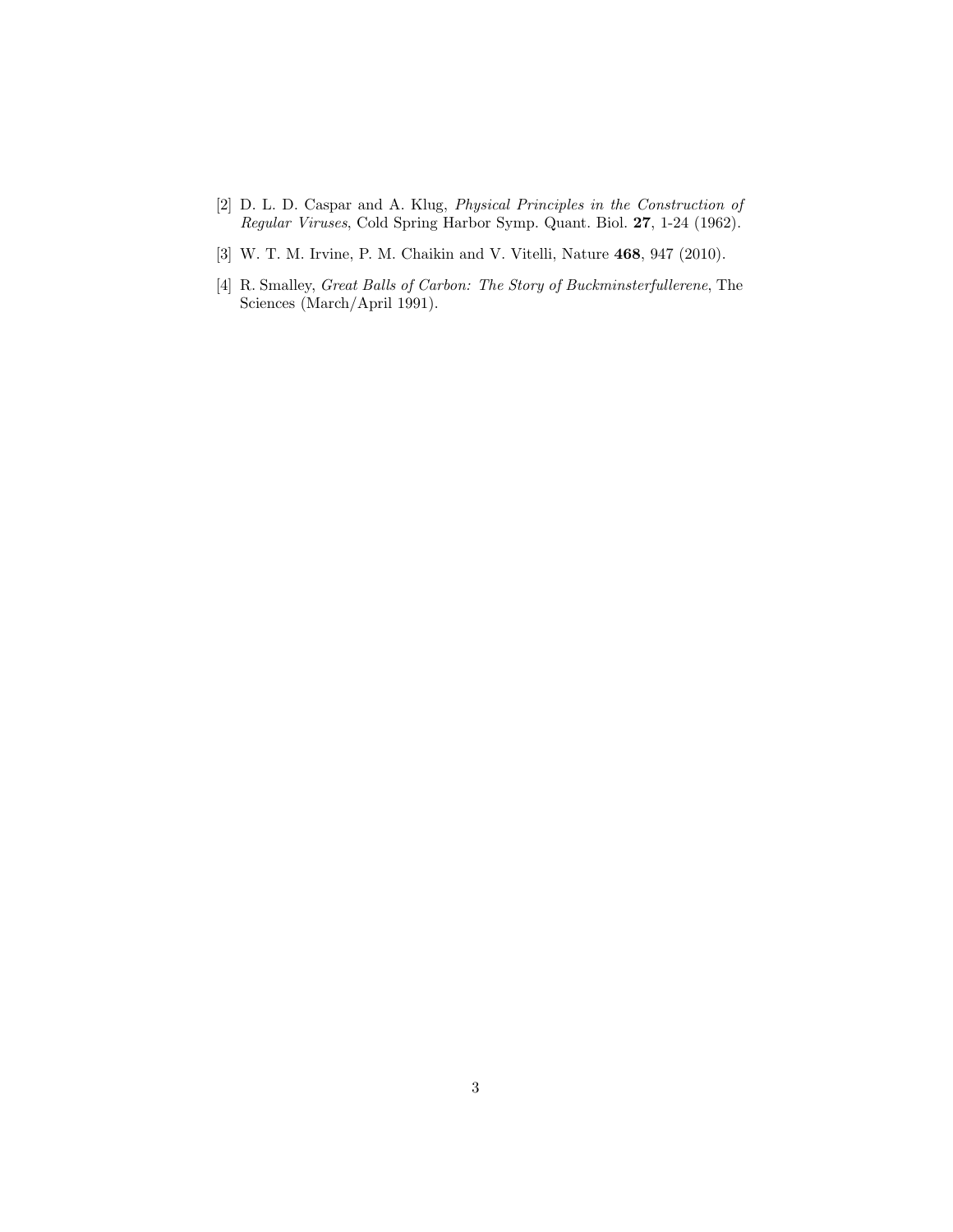[2] D. L. D. Caspar and A. Klug, *Physical Principles in the Construction of Regular Viruses*, Cold Spring Harbor Symp. Quant. Biol. **27**, 1-24 (1962).

[3] W. T. M. Irvine, P. M. Chaikin and V. Vitelli, Nature **468**, 947 (2010).

[4] R. Smalley, *Great Balls of Carbon: The Story of Buckminsterfullerene*, The Sciences (March/April 1991).